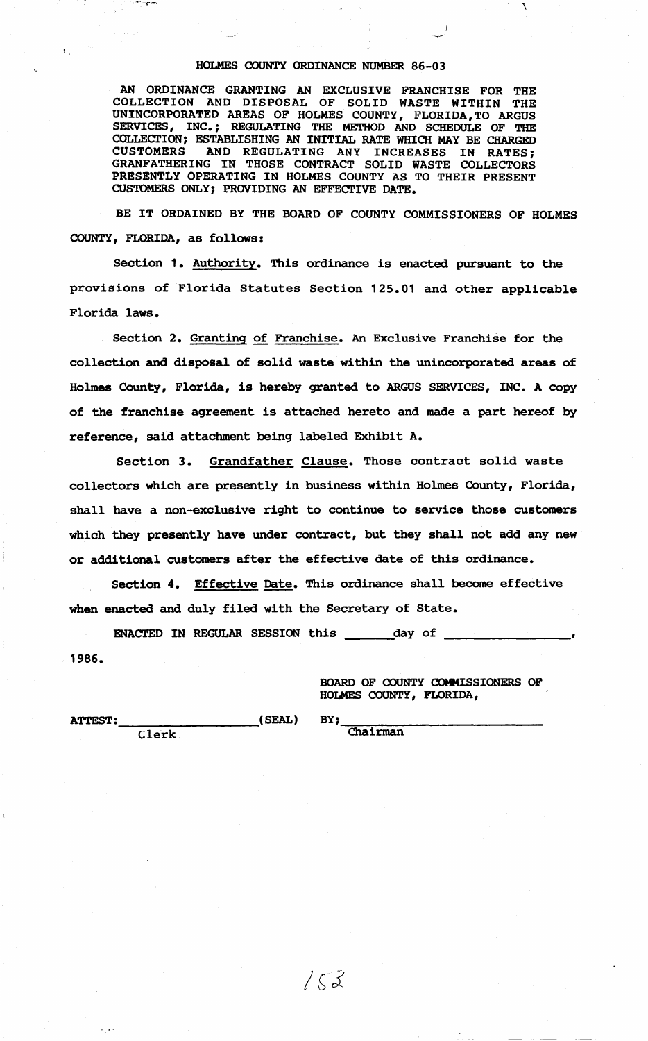# HOLMES COUNTY ORDINANCE NUMBER 86-03

AN ORDINANCE GRANTING AN EXCLUSIVE FRANCHISE FOR THE COLLECTION AND DISPOSAL OF SOLID WASTE WITHIN THE UNINCORPORATED AREAS OF HOLMES COUNTY, FLORIDA, TO ARGUS SERVICES, INC.; REGULATING THE METHOD AND SCHEDULE OF THE COLLECTION; ESTABLISHING AN INITIAL RATE WHICH MAY BE CHARGED CUSTOMERS AND REGULATING ANY INCREASES IN RATES; GRANFATHERING IN THOSE CONTRACT SOLID WASTE COLLECTORS PRESENTLY OPERATING IN HOLMES COUNTY AS TO THEIR PRESENT CUSTOMERS ONLY; PROVIDING AN EFFECTIVE DATE.

BE IT ORDAINED BY THE BOARD OF COUNTY COMMISSIONERS OF HOLMES COUNTY, FLORIDA, as follows:

Section 1. Authority. This ordinance is enacted pursuant to the provisions of Florida Statutes Section 125.01 and other applicable Florida laws.

Section 2. Granting of Franchise. An Exclusive Franchise for the collection and disposal of solid waste within the unincorporated areas of Holmes County, Florida, is hereby granted to ARGUS SERVICES, INC. A copy of the franchise agreement is attached hereto and made a part hereof by reference, said attachment being labeled Exhibit A.

Section 3. Grandfather Clause. Those contract solid waste collectors which are presently in business within Holmes County, Florida, shall have a non-exclusive right to continue to service those customers which they presently have under contract, but they shall not add any new or additional customers after the effective date of this ordinance.

Section 4. Effective Date. This ordinance shall become effective when enacted and duly filed with the Secretary of State.

ENACTED IN REGULAR SESSION this ______day of ________________, 1986.

BOARD OF COUNTY COMMISSIONERS OF HOLMES COUNTY, FLORIDA,

ATTEST:__________________(SEAL) BY;__________________________

Clerk Chairman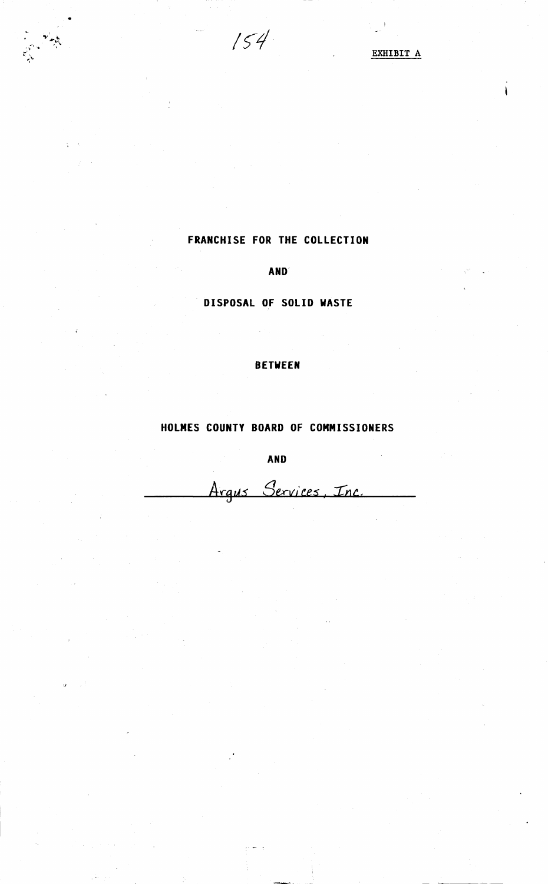EXHIBIT A

# FRANCHISE FOR THE COLLECTION

AND

DISPOSAL OF SOLID WASTE

BETWEEN

HOLMES COUNTY BOARD OF COMMISSIONERS

AND

Argus Services, Inc.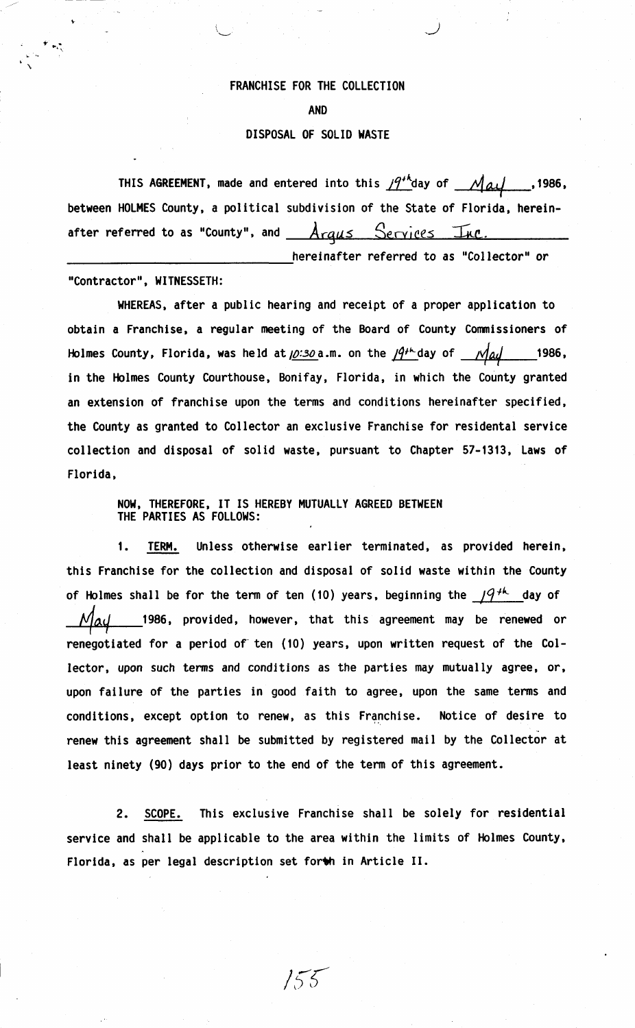# FRANCHISE FOR THE COLLECTION

# AND

# DISPOSAL OF SOLID WASTE

THIS AGREEMENT, made and entered into this 19th day of May, 1986, between HOLMES County, a political subdivision of the State of Florida, hereinafter referred to as "County", and Argus Services Inc. hereinafter referred to as "Collector" or "Contractor", WITNESSETH:

WHEREAS, after a public hearing and receipt of a proper application to obtain a Franchise, a regular meeting of the Board of County Commissioners of Holmes County, Florida, was held at 10:30 a.m. on the 19th day of May 1986, in the Holmes County Courthouse, Bonifay, Florida, in which the County granted an extension of franchise upon the terms and conditions hereinafter specified, the County as granted to Collector an exclusive Franchise for residental service collection and disposal of solid waste, pursuant to Chapter 57-1313, Laws of Florida,

NOW, THEREFORE, IT IS HEREBY MUTUALLY AGREED BETWEEN THE PARTIES AS FOLLOWS:

1. TERM. Unless otherwise earlier terminated, as provided herein, this Franchise for the collection and disposal of solid waste within the County of Holmes shall be for the term of ten (10) years, beginning the 19th day of May 1986, provided, however, that this agreement may be renewed or renegotiated for a period of ten (10) years, upon written request of the Collector, upon such terms and conditions as the parties may mutually agree, or, upon failure of the parties in good faith to agree, upon the same terms and conditions, except option to renew, as this Franchise. Notice of desire to renew this agreement shall be submitted by registered mail by the Collector at least ninety (90) days prior to the end of the term of this agreement.

2. SCOPE. This exclusive Franchise shall be solely for residential service and shall be applicable to the area within the limits of Holmes County, Florida, as per legal description set forth in Article II.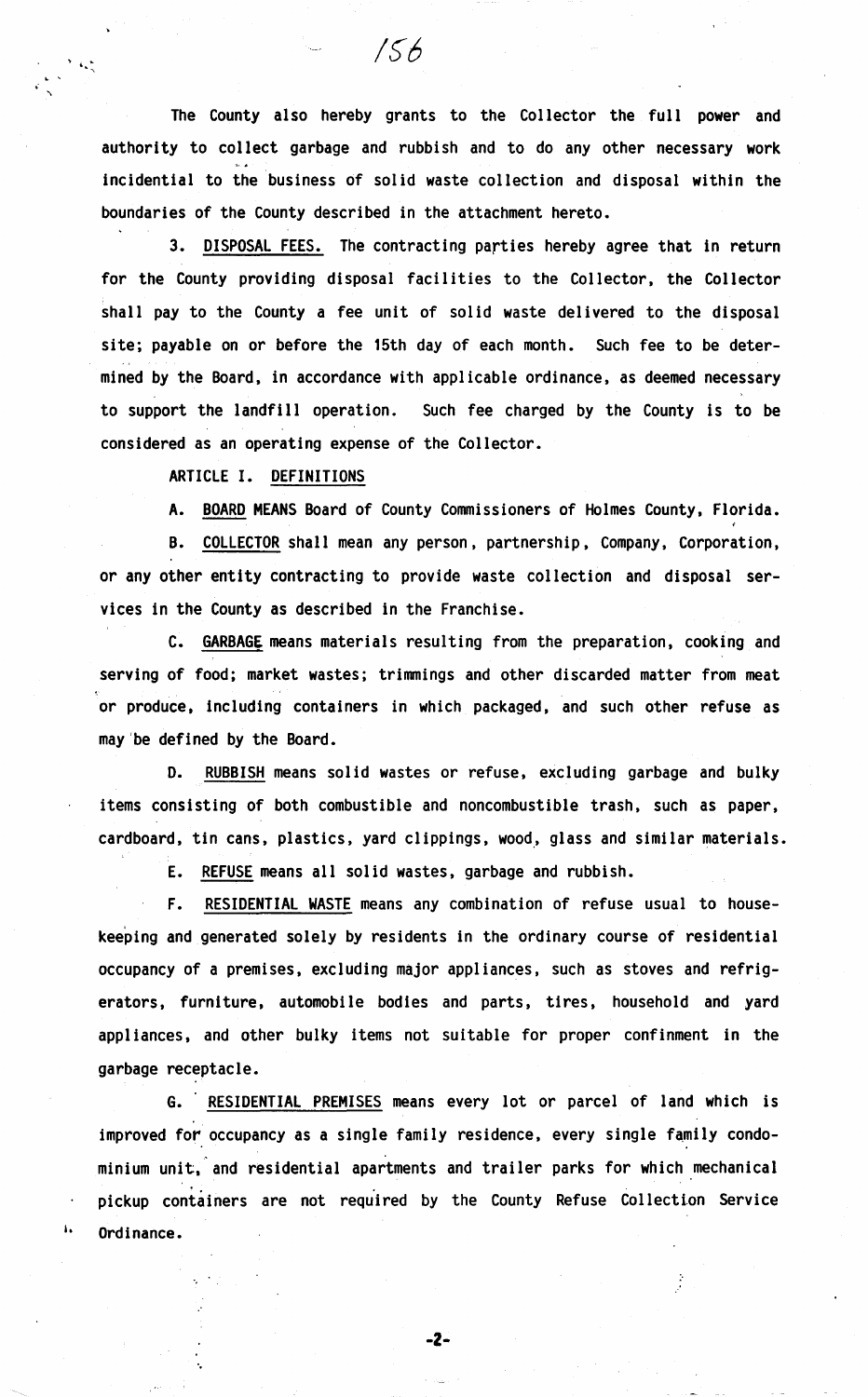The County also hereby grants to the Collector the full power and authority to collect garbage and rubbish and to do any other necessary work incidential to the business of solid waste collection and disposal within the boundaries of the County described in the attachment hereto.

3. DISPOSAL FEES. The contracting parties hereby agree that in return for the County providing disposal facilities to the Collector, the Collector shall pay to the County a fee unit of solid waste delivered to the disposal site; payable on or before the 15th day of each month. Such fee to be determined by the Board, in accordance with applicable ordinance, as deemed necessary to support the landfill operation. Such fee charged by the County is to be considered as an operating expense of the Collector.

ARTICLE I. DEFINITIONS

A. BOARD MEANS Board of County Commissioners of Holmes County, Florida.

B. COLLECTOR shall mean any person, partnership, Company, Corporation, or any other entity contracting to provide waste collection and disposal services in the County as described in the Franchise.

C. GARBAGE means materials resulting from the preparation, cooking and serving of food; market wastes; trimmings and other discarded matter from meat or produce, including containers in which packaged, and such other refuse as may be defined by the Board.

D. RUBBISH means solid wastes or refuse, excluding garbage and bulky items consisting of both combustible and noncombustible trash, such as paper, cardboard, tin cans, plastics, yard clippings, wood, glass and similar materials.

E. REFUSE means all solid wastes, garbage and rubbish.

F. RESIDENTIAL WASTE means any combination of refuse usual to housekeeping and generated solely by residents in the ordinary course of residential occupancy of a premises, excluding major appliances, such as stoves and refrigerators, furniture, automobile bodies and parts, tires, household and yard appliances, and other bulky items not suitable for proper confinement in the garbage receptacle.

G. RESIDENTIAL PREMISES means every lot or parcel of land which is improved for occupancy as a single family residence, every single family condominium unit, and residential apartments and trailer parks for which mechanical pickup containers are not required by the County Refuse Collection Service Ordinance.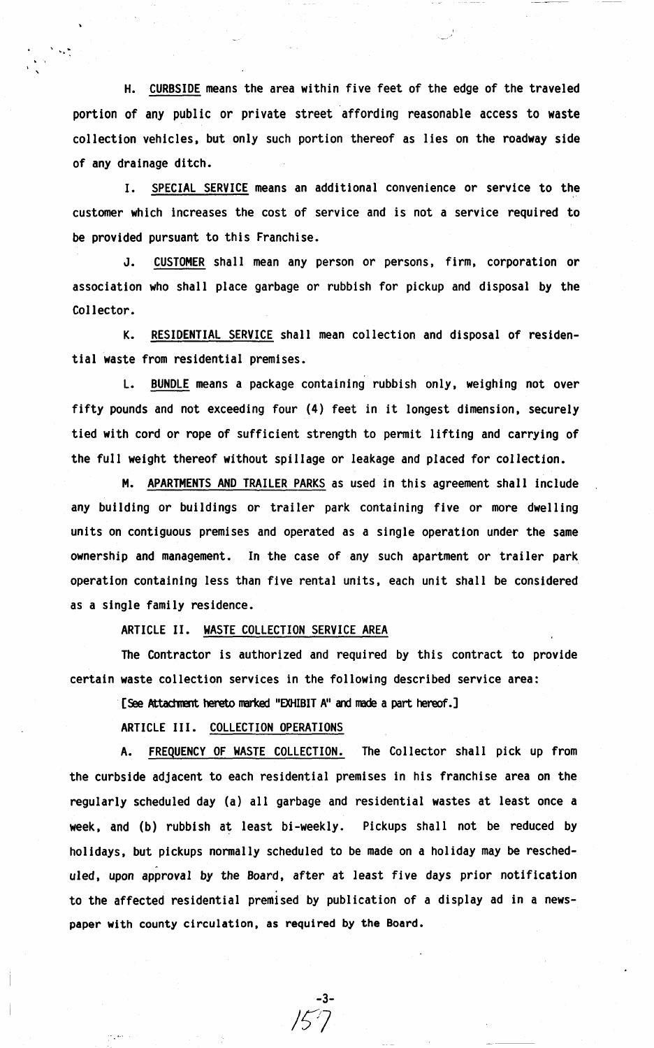H. <u>CURBSIDE</u> means the area within five feet of the edge of the traveled portion of any public or private street affording reasonable access to waste collection vehicles, but only such portion thereof as lies on the roadway side of any drainage ditch.

I. <u>SPECIAL SERVICE</u> means an additional convenience or service to the customer which increases the cost of service and is not a service required to be provided pursuant to this Franchise.

J. <u>CUSTOMER</u> shall mean any person or persons, firm, corporation or association who shall place garbage or rubbish for pickup and disposal by the Collector.

K. <u>RESIDENTIAL SERVICE</u> shall mean collection and disposal of residential waste from residential premises.

L. <u>BUNDLE</u> means a package containing rubbish only, weighing not over fifty pounds and not exceeding four (4) feet in it longest dimension, securely tied with cord or rope of sufficient strength to permit lifting and carrying of the full weight thereof without spillage or leakage and placed for collection.

M. <u>APARTMENTS AND TRAILER PARKS</u> as used in this agreement shall include any building or buildings or trailer park containing five or more dwelling units on contiguous premises and operated as a single operation under the same ownership and management. In the case of any such apartment or trailer park operation containing less than five rental units, each unit shall be considered as a single family residence.

ARTICLE II. <u>WASTE COLLECTION SERVICE AREA</u>

The Contractor is authorized and required by this contract to provide certain waste collection services in the following described service area:

[See Attachment hereto marked "EXHIBIT A" and made a part hereof.]

ARTICLE III. <u>COLLECTION OPERATIONS</u>

A. <u>FREQUENCY OF WASTE COLLECTION.</u> The Collector shall pick up from the curbside adjacent to each residential premises in his franchise area on the regularly scheduled day (a) all garbage and residential wastes at least once a week, and (b) rubbish at least bi-weekly. Pickups shall not be reduced by holidays, but pickups normally scheduled to be made on a holiday may be rescheduled, upon approval by the Board, after at least five days prior notification to the affected residential premised by publication of a display ad in a newspaper with county circulation, as required by the Board.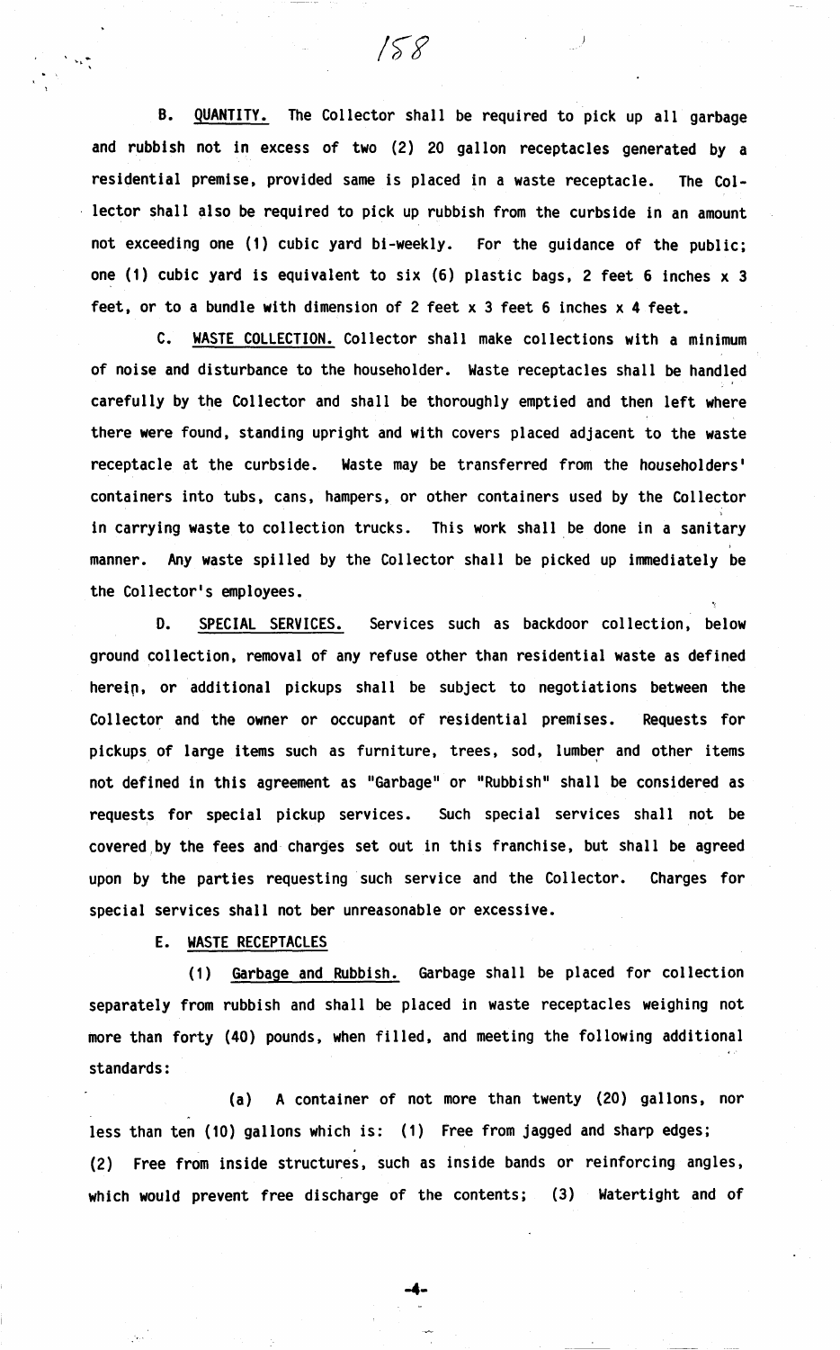B. <u>QUANTITY.</u> The Collector shall be required to pick up all garbage and rubbish not in excess of two (2) 20 gallon receptacles generated by a residential premise, provided same is placed in a waste receptacle. The Collector shall also be required to pick up rubbish from the curbside in an amount not exceeding one (1) cubic yard bi-weekly. For the guidance of the public; one (1) cubic yard is equivalent to six (6) plastic bags, 2 feet 6 inches x 3 feet, or to a bundle with dimension of 2 feet x 3 feet 6 inches x 4 feet.

C. <u>WASTE COLLECTION.</u> Collector shall make collections with a minimum of noise and disturbance to the householder. Waste receptacles shall be handled carefully by the Collector and shall be thoroughly emptied and then left where there were found, standing upright and with covers placed adjacent to the waste receptacle at the curbside. Waste may be transferred from the householders' containers into tubs, cans, hampers, or other containers used by the Collector in carrying waste to collection trucks. This work shall be done in a sanitary manner. Any waste spilled by the Collector shall be picked up immediately be the Collector's employees.

D. <u>SPECIAL SERVICES.</u> Services such as backdoor collection, below ground collection, removal of any refuse other than residential waste as defined herein, or additional pickups shall be subject to negotiations between the Collector and the owner or occupant of residential premises. Requests for pickups of large items such as furniture, trees, sod, lumber and other items not defined in this agreement as "Garbage" or "Rubbish" shall be considered as requests for special pickup services. Such special services shall not be covered by the fees and charges set out in this franchise, but shall be agreed upon by the parties requesting such service and the Collector. Charges for special services shall not ber unreasonable or excessive.

E. <u>WASTE RECEPTACLES</u>

(1) <u>Garbage and Rubbish.</u> Garbage shall be placed for collection separately from rubbish and shall be placed in waste receptacles weighing not more than forty (40) pounds, when filled, and meeting the following additional standards:

(a) A container of not more than twenty (20) gallons, nor less than ten (10) gallons which is: (1) Free from jagged and sharp edges; (2) Free from inside structures, such as inside bands or reinforcing angles, which would prevent free discharge of the contents; (3) Watertight and of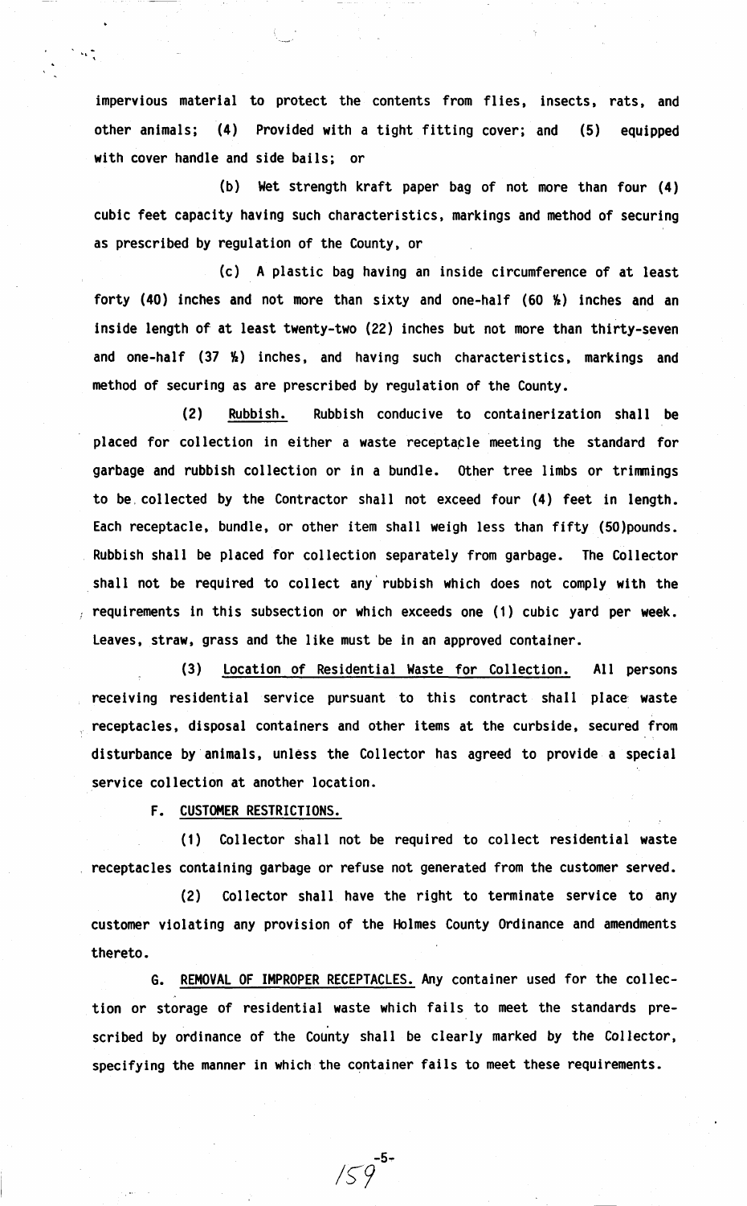impervious material to protect the contents from flies, insects, rats, and other animals; (4) Provided with a tight fitting cover; and (5) equipped with cover handle and side bails; or

(b) Wet strength kraft paper bag of not more than four (4) cubic feet capacity having such characteristics, markings and method of securing as prescribed by regulation of the County, or

(c) A plastic bag having an inside circumference of at least forty (40) inches and not more than sixty and one-half (60 ½) inches and an inside length of at least twenty-two (22) inches but not more than thirty-seven and one-half (37 ½) inches, and having such characteristics, markings and method of securing as are prescribed by regulation of the County.

(2) Rubbish. Rubbish conducive to containerization shall be placed for collection in either a waste receptacle meeting the standard for garbage and rubbish collection or in a bundle. Other tree limbs or trimmings to be collected by the Contractor shall not exceed four (4) feet in length. Each receptacle, bundle, or other item shall weigh less than fifty (50)pounds. Rubbish shall be placed for collection separately from garbage. The Collector shall not be required to collect any rubbish which does not comply with the requirements in this subsection or which exceeds one (1) cubic yard per week. Leaves, straw, grass and the like must be in an approved container.

(3) Location of Residential Waste for Collection. All persons receiving residential service pursuant to this contract shall place waste receptacles, disposal containers and other items at the curbside, secured from disturbance by animals, unless the Collector has agreed to provide a special service collection at another location.

F. CUSTOMER RESTRICTIONS.

(1) Collector shall not be required to collect residential waste receptacles containing garbage or refuse not generated from the customer served.

(2) Collector shall have the right to terminate service to any customer violating any provision of the Holmes County Ordinance and amendments thereto.

G. REMOVAL OF IMPROPER RECEPTACLES. Any container used for the collection or storage of residential waste which fails to meet the standards prescribed by ordinance of the County shall be clearly marked by the Collector, specifying the manner in which the container fails to meet these requirements.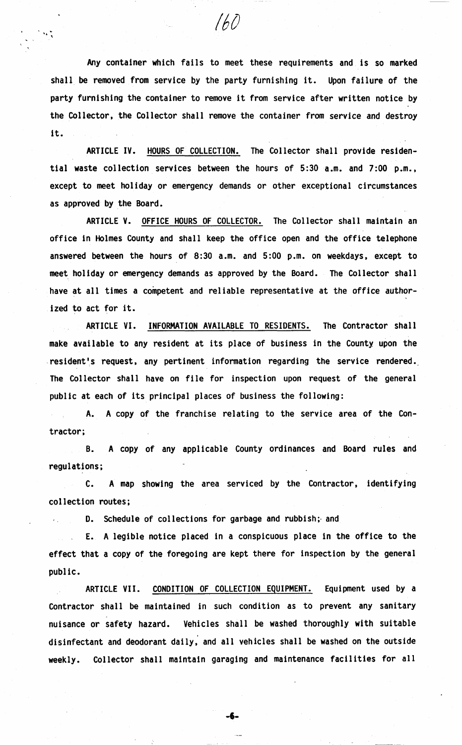Any container which fails to meet these requirements and is so marked shall be removed from service by the party furnishing it. Upon failure of the party furnishing the container to remove it from service after written notice by the Collector, the Collector shall remove the container from service and destroy it.

ARTICLE IV. <u>HOURS OF COLLECTION.</u> The Collector shall provide residential waste collection services between the hours of 5:30 a.m. and 7:00 p.m., except to meet holiday or emergency demands or other exceptional circumstances as approved by the Board.

ARTICLE V. <u>OFFICE HOURS OF COLLECTOR.</u> The Collector shall maintain an office in Holmes County and shall keep the office open and the office telephone answered between the hours of 8:30 a.m. and 5:00 p.m. on weekdays, except to meet holiday or emergency demands as approved by the Board. The Collector shall have at all times a competent and reliable representative at the office authorized to act for it.

ARTICLE VI. <u>INFORMATION AVAILABLE TO RESIDENTS.</u> The Contractor shall make available to any resident at its place of business in the County upon the resident's request, any pertinent information regarding the service rendered. The Collector shall have on file for inspection upon request of the general public at each of its principal places of business the following:

A. A copy of the franchise relating to the service area of the Contractor;

B. A copy of any applicable County ordinances and Board rules and regulations;

C. A map showing the area serviced by the Contractor, identifying collection routes;

D. Schedule of collections for garbage and rubbish; and

E. A legible notice placed in a conspicuous place in the office to the effect that a copy of the foregoing are kept there for inspection by the general public.

ARTICLE VII. <u>CONDITION OF COLLECTION EQUIPMENT.</u> Equipment used by a Contractor shall be maintained in such condition as to prevent any sanitary nuisance or safety hazard. Vehicles shall be washed thoroughly with suitable disinfectant and deodorant daily, and all vehicles shall be washed on the outside weekly. Collector shall maintain garaging and maintenance facilities for all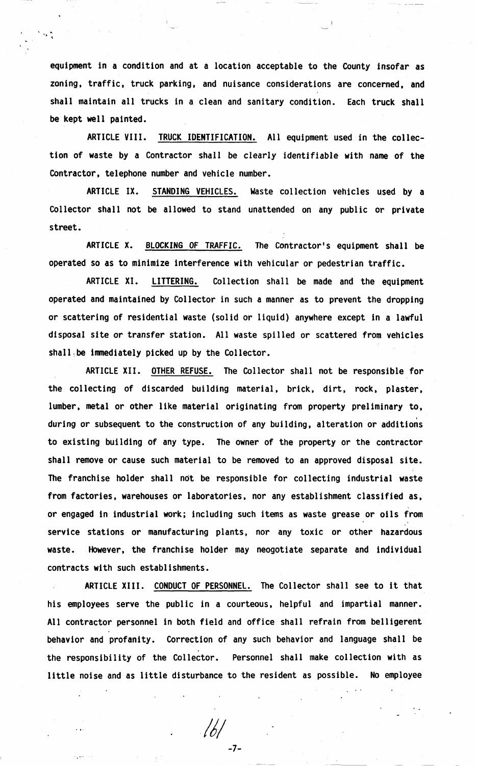equipment in a condition and at a location acceptable to the County insofar as zoning, traffic, truck parking, and nuisance considerations are concerned, and shall maintain all trucks in a clean and sanitary condition. Each truck shall be kept well painted.

ARTICLE VIII. <u>TRUCK IDENTIFICATION.</u> All equipment used in the collection of waste by a Contractor shall be clearly identifiable with name of the Contractor, telephone number and vehicle number.

ARTICLE IX. <u>STANDING VEHICLES.</u> Waste collection vehicles used by a Collector shall not be allowed to stand unattended on any public or private street.

ARTICLE X. <u>BLOCKING OF TRAFFIC.</u> The Contractor's equipment shall be operated so as to minimize interference with vehicular or pedestrian traffic.

ARTICLE XI. <u>LITTERING.</u> Collection shall be made and the equipment operated and maintained by Collector in such a manner as to prevent the dropping or scattering of residential waste (solid or liquid) anywhere except in a lawful disposal site or transfer station. All waste spilled or scattered from vehicles shall be immediately picked up by the Collector.

ARTICLE XII. <u>OTHER REFUSE.</u> The Collector shall not be responsible for the collecting of discarded building material, brick, dirt, rock, plaster, lumber, metal or other like material originating from property preliminary to, during or subsequent to the construction of any building, alteration or additions to existing building of any type. The owner of the property or the contractor shall remove or cause such material to be removed to an approved disposal site. The franchise holder shall not be responsible for collecting industrial waste from factories, warehouses or laboratories, nor any establishment classified as, or engaged in industrial work; including such items as waste grease or oils from service stations or manufacturing plants, nor any toxic or other hazardous waste. However, the franchise holder may neogotiate separate and individual contracts with such establishments.

ARTICLE XIII. <u>CONDUCT OF PERSONNEL.</u> The Collector shall see to it that his employees serve the public in a courteous, helpful and impartial manner. All contractor personnel in both field and office shall refrain from belligerent behavior and profanity. Correction of any such behavior and language shall be the responsibility of the Collector. Personnel shall make collection with as little noise and as little disturbance to the resident as possible. No employee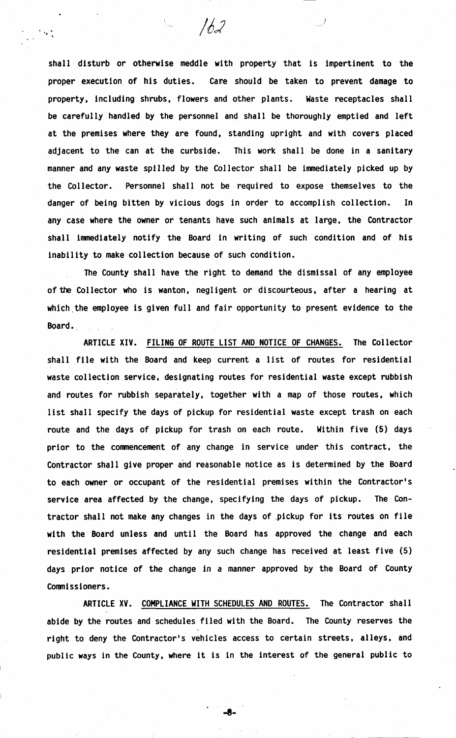shall disturb or otherwise meddle with property that is impertinent to the proper execution of his duties. Care should be taken to prevent damage to property, including shrubs, flowers and other plants. Waste receptacles shall be carefully handled by the personnel and shall be thoroughly emptied and left at the premises where they are found, standing upright and with covers placed adjacent to the can at the curbside. This work shall be done in a sanitary manner and any waste spilled by the Collector shall be immediately picked up by the Collector. Personnel shall not be required to expose themselves to the danger of being bitten by vicious dogs in order to accomplish collection. In any case where the owner or tenants have such animals at large, the Contractor shall immediately notify the Board in writing of such condition and of his inability to make collection because of such condition.

The County shall have the right to demand the dismissal of any employee of the Collector who is wanton, negligent or discourteous, after a hearing at which the employee is given full and fair opportunity to present evidence to the Board.

ARTICLE XIV. <u>FILING OF ROUTE LIST AND NOTICE OF CHANGES.</u> The Collector shall file with the Board and keep current a list of routes for residential waste collection service, designating routes for residential waste except rubbish and routes for rubbish separately, together with a map of those routes, which list shall specify the days of pickup for residential waste except trash on each route and the days of pickup for trash on each route. Within five (5) days prior to the commencement of any change in service under this contract, the Contractor shall give proper and reasonable notice as is determined by the Board to each owner or occupant of the residential premises within the Contractor's service area affected by the change, specifying the days of pickup. The Contractor shall not make any changes in the days of pickup for its routes on file with the Board unless and until the Board has approved the change and each residential premises affected by any such change has received at least five (5) days prior notice of the change in a manner approved by the Board of County Commissioners.

ARTICLE XV. <u>COMPLIANCE WITH SCHEDULES AND ROUTES.</u> The Contractor shall abide by the routes and schedules filed with the Board. The County reserves the right to deny the Contractor's vehicles access to certain streets, alleys, and public ways in the County, where it is in the interest of the general public to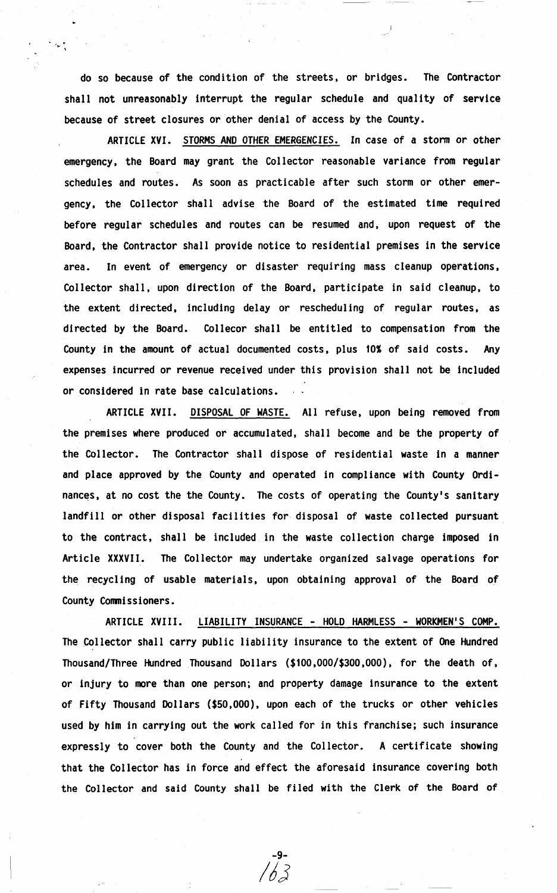do so because of the condition of the streets, or bridges. The Contractor shall not unreasonably interrupt the regular schedule and quality of service because of street closures or other denial of access by the County.

ARTICLE XVI. <u>STORMS AND OTHER EMERGENCIES.</u> In case of a storm or other emergency, the Board may grant the Collector reasonable variance from regular schedules and routes. As soon as practicable after such storm or other emergency, the Collector shall advise the Board of the estimated time required before regular schedules and routes can be resumed and, upon request of the Board, the Contractor shall provide notice to residential premises in the service area. In event of emergency or disaster requiring mass cleanup operations, Collector shall, upon direction of the Board, participate in said cleanup, to the extent directed, including delay or rescheduling of regular routes, as directed by the Board. Collecor shall be entitled to compensation from the County in the amount of actual documented costs, plus 10% of said costs. Any expenses incurred or revenue received under this provision shall not be included or considered in rate base calculations.

ARTICLE XVII. <u>DISPOSAL OF WASTE.</u> All refuse, upon being removed from the premises where produced or accumulated, shall become and be the property of the Collector. The Contractor shall dispose of residential waste in a manner and place approved by the County and operated in compliance with County Ordinances, at no cost the the County. The costs of operating the County's sanitary landfill or other disposal facilities for disposal of waste collected pursuant to the contract, shall be included in the waste collection charge imposed in Article XXXVII. The Collector may undertake organized salvage operations for the recycling of usable materials, upon obtaining approval of the Board of County Commissioners.

ARTICLE XVIII. <u>LIABILITY INSURANCE - HOLD HARMLESS - WORKMEN'S COMP.</u> The Collector shall carry public liability insurance to the extent of One Hundred Thousand/Three Hundred Thousand Dollars ($100,000/$300,000), for the death of, or injury to more than one person; and property damage insurance to the extent of Fifty Thousand Dollars ($50,000), upon each of the trucks or other vehicles used by him in carrying out the work called for in this franchise; such insurance expressly to cover both the County and the Collector. A certificate showing that the Collector has in force and effect the aforesaid insurance covering both the Collector and said County shall be filed with the Clerk of the Board of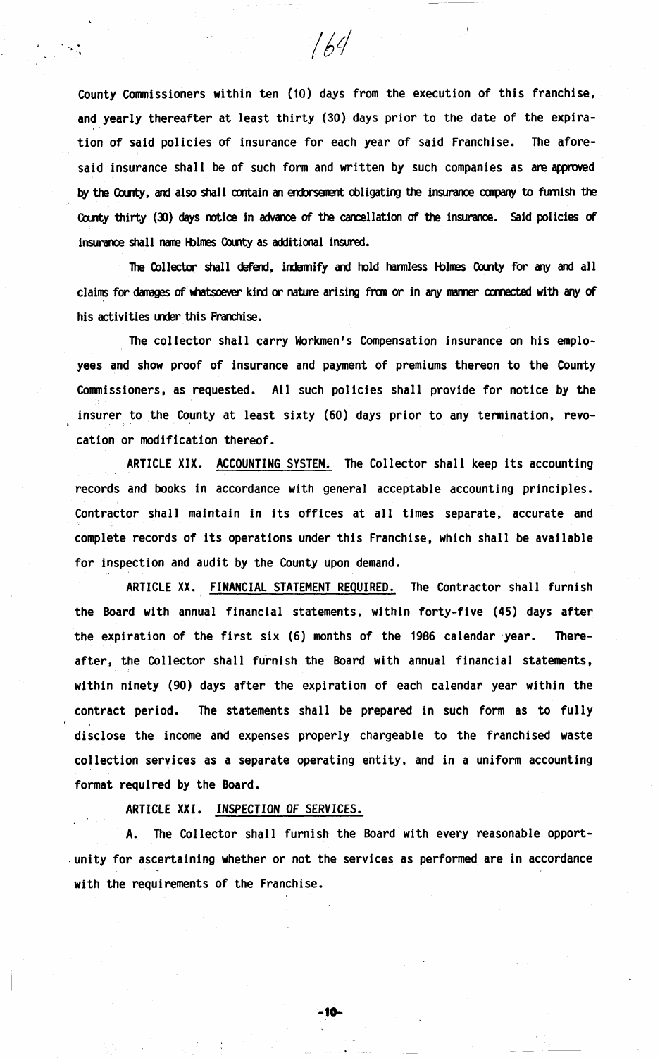County Commissioners within ten (10) days from the execution of this franchise, and yearly thereafter at least thirty (30) days prior to the date of the expiration of said policies of insurance for each year of said Franchise. The aforesaid insurance shall be of such form and written by such companies as are approved by the County, and also shall contain an endorsement obligating the insurance company to furnish the County thirty (30) days notice in advance of the cancellation of the insurance. Said policies of insurance shall name Holmes County as additional insured.

The Collector shall defend, indemnify and hold harmless Holmes County for any and all claims for damages of whatsoever kind or nature arising from or in any manner connected with any of his activities under this Franchise.

The collector shall carry Workmen's Compensation insurance on his employees and show proof of insurance and payment of premiums thereon to the County Commissioners, as requested. All such policies shall provide for notice by the insurer to the County at least sixty (60) days prior to any termination, revocation or modification thereof.

ARTICLE XIX. <u>ACCOUNTING SYSTEM.</u> The Collector shall keep its accounting records and books in accordance with general acceptable accounting principles. Contractor shall maintain in its offices at all times separate, accurate and complete records of its operations under this Franchise, which shall be available for inspection and audit by the County upon demand.

ARTICLE XX. <u>FINANCIAL STATEMENT REQUIRED.</u> The Contractor shall furnish the Board with annual financial statements, within forty-five (45) days after the expiration of the first six (6) months of the 1986 calendar year. Thereafter, the Collector shall furnish the Board with annual financial statements, within ninety (90) days after the expiration of each calendar year within the contract period. The statements shall be prepared in such form as to fully disclose the income and expenses properly chargeable to the franchised waste collection services as a separate operating entity, and in a uniform accounting format required by the Board.

ARTICLE XXI. <u>INSPECTION OF SERVICES.</u>

A. The Collector shall furnish the Board with every reasonable opportunity for ascertaining whether or not the services as performed are in accordance with the requirements of the Franchise.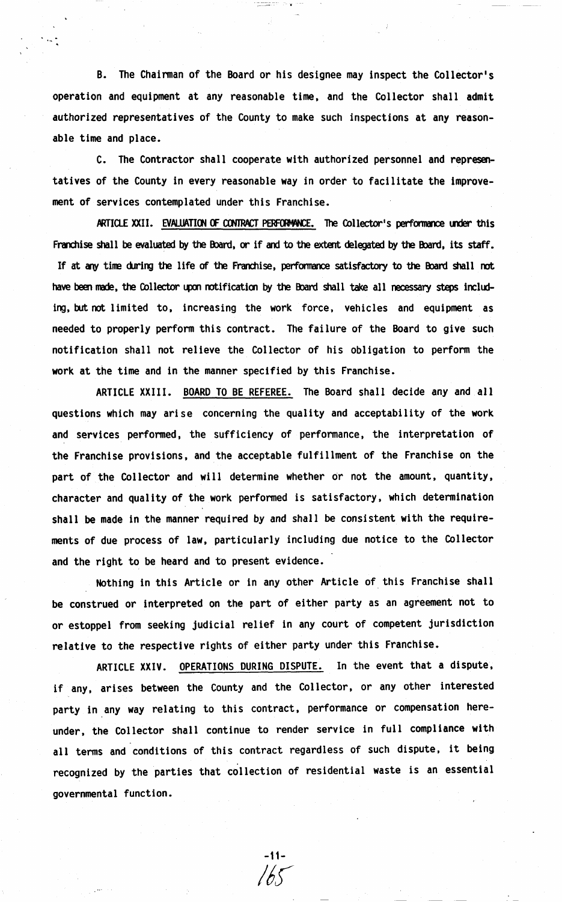B. The Chairman of the Board or his designee may inspect the Collector's operation and equipment at any reasonable time, and the Collector shall admit authorized representatives of the County to make such inspections at any reasonable time and place.

C. The Contractor shall cooperate with authorized personnel and representatives of the County in every reasonable way in order to facilitate the improvement of services contemplated under this Franchise.

ARTICLE XXII. <u>EVALUATION OF CONTRACT PERFORMANCE.</u> The Collector's performance under this Franchise shall be evaluated by the Board, or if and to the extent delegated by the Board, its staff. If at any time during the life of the Franchise, performance satisfactory to the Board shall not have been made, the Collector upon notification by the Board shall take all necessary steps including, but not limited to, increasing the work force, vehicles and equipment as needed to properly perform this contract. The failure of the Board to give such notification shall not relieve the Collector of his obligation to perform the work at the time and in the manner specified by this Franchise.

ARTICLE XXIII. <u>BOARD TO BE REFEREE.</u> The Board shall decide any and all questions which may arise concerning the quality and acceptability of the work and services performed, the sufficiency of performance, the interpretation of the Franchise provisions, and the acceptable fulfillment of the Franchise on the part of the Collector and will determine whether or not the amount, quantity, character and quality of the work performed is satisfactory, which determination shall be made in the manner required by and shall be consistent with the requirements of due process of law, particularly including due notice to the Collector and the right to be heard and to present evidence.

Nothing in this Article or in any other Article of this Franchise shall be construed or interpreted on the part of either party as an agreement not to or estoppel from seeking judicial relief in any court of competent jurisdiction relative to the respective rights of either party under this Franchise.

ARTICLE XXIV. <u>OPERATIONS DURING DISPUTE.</u> In the event that a dispute, if any, arises between the County and the Collector, or any other interested party in any way relating to this contract, performance or compensation hereunder, the Collector shall continue to render service in full compliance with all terms and conditions of this contract regardless of such dispute, it being recognized by the parties that collection of residential waste is an essential governmental function.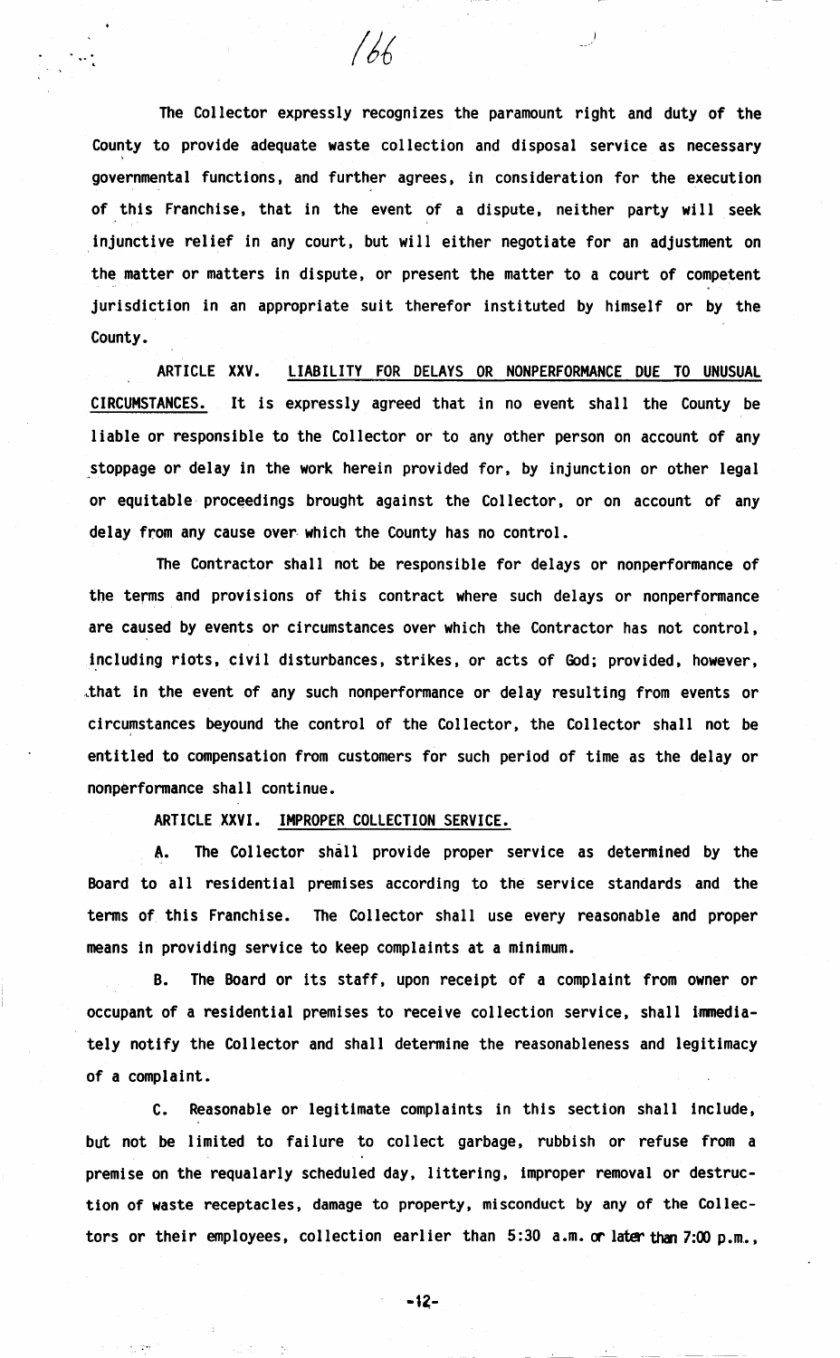The Collector expressly recognizes the paramount right and duty of the County to provide adequate waste collection and disposal service as necessary governmental functions, and further agrees, in consideration for the execution of this Franchise, that in the event of a dispute, neither party will seek injunctive relief in any court, but will either negotiate for an adjustment on the matter or matters in dispute, or present the matter to a court of competent jurisdiction in an appropriate suit therefor instituted by himself or by the County.

ARTICLE XXV. LIABILITY FOR DELAYS OR NONPERFORMANCE DUE TO UNUSUAL CIRCUMSTANCES. It is expressly agreed that in no event shall the County be liable or responsible to the Collector or to any other person on account of any stoppage or delay in the work herein provided for, by injunction or other legal or equitable proceedings brought against the Collector, or on account of any delay from any cause over which the County has no control.

The Contractor shall not be responsible for delays or nonperformance of the terms and provisions of this contract where such delays or nonperformance are caused by events or circumstances over which the Contractor has not control, including riots, civil disturbances, strikes, or acts of God; provided, however, that in the event of any such nonperformance or delay resulting from events or circumstances beyound the control of the Collector, the Collector shall not be entitled to compensation from customers for such period of time as the delay or nonperformance shall continue.

ARTICLE XXVI. IMPROPER COLLECTION SERVICE.

A. The Collector shall provide proper service as determined by the Board to all residential premises according to the service standards and the terms of this Franchise. The Collector shall use every reasonable and proper means in providing service to keep complaints at a minimum.

B. The Board or its staff, upon receipt of a complaint from owner or occupant of a residential premises to receive collection service, shall immediately notify the Collector and shall determine the reasonableness and legitimacy of a complaint.

C. Reasonable or legitimate complaints in this section shall include, but not be limited to failure to collect garbage, rubbish or refuse from a premise on the requalarly scheduled day, littering, improper removal or destruction of waste receptacles, damage to property, misconduct by any of the Collectors or their employees, collection earlier than 5:30 a.m. or later than 7:00 p.m.,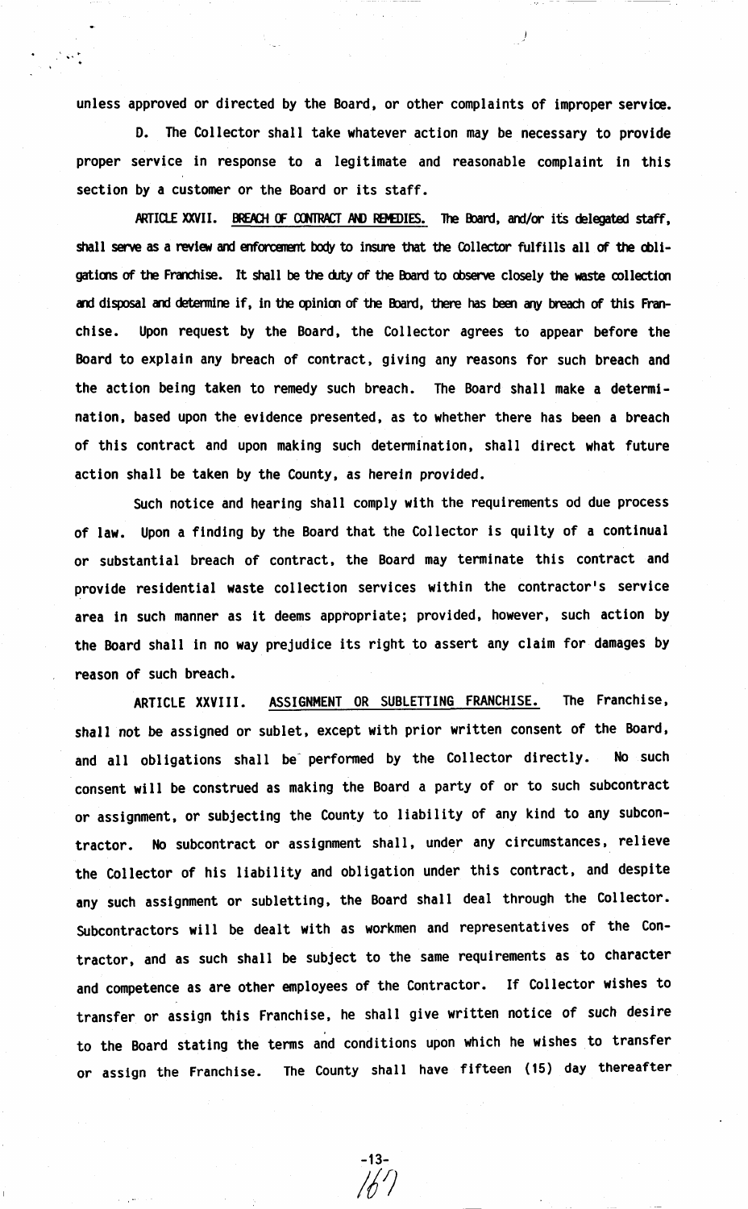unless approved or directed by the Board, or other complaints of improper service.

D. The Collector shall take whatever action may be necessary to provide proper service in response to a legitimate and reasonable complaint in this section by a customer or the Board or its staff.

ARTICLE XXVII. <u>BREACH OF CONTRACT AND REMEDIES.</u> The Board, and/or its delegated staff, shall serve as a review and enforcement body to insure that the Collector fulfills all of the obligations of the Franchise. It shall be the duty of the Board to observe closely the waste collection and disposal and determine if, in the opinion of the Board, there has been any breach of this Franchise. Upon request by the Board, the Collector agrees to appear before the Board to explain any breach of contract, giving any reasons for such breach and the action being taken to remedy such breach. The Board shall make a determination, based upon the evidence presented, as to whether there has been a breach of this contract and upon making such determination, shall direct what future action shall be taken by the County, as herein provided.

Such notice and hearing shall comply with the requirements od due process of law. Upon a finding by the Board that the Collector is quilty of a continual or substantial breach of contract, the Board may terminate this contract and provide residential waste collection services within the contractor's service area in such manner as it deems appropriate; provided, however, such action by the Board shall in no way prejudice its right to assert any claim for damages by reason of such breach.

ARTICLE XXVIII. <u>ASSIGNMENT OR SUBLETTING FRANCHISE.</u> The Franchise, shall not be assigned or sublet, except with prior written consent of the Board, and all obligations shall be performed by the Collector directly. No such consent will be construed as making the Board a party of or to such subcontract or assignment, or subjecting the County to liability of any kind to any subcontractor. No subcontract or assignment shall, under any circumstances, relieve the Collector of his liability and obligation under this contract, and despite any such assignment or subletting, the Board shall deal through the Collector. Subcontractors will be dealt with as workmen and representatives of the Contractor, and as such shall be subject to the same requirements as to character and competence as are other employees of the Contractor. If Collector wishes to transfer or assign this Franchise, he shall give written notice of such desire to the Board stating the terms and conditions upon which he wishes to transfer or assign the Franchise. The County shall have fifteen (15) day thereafter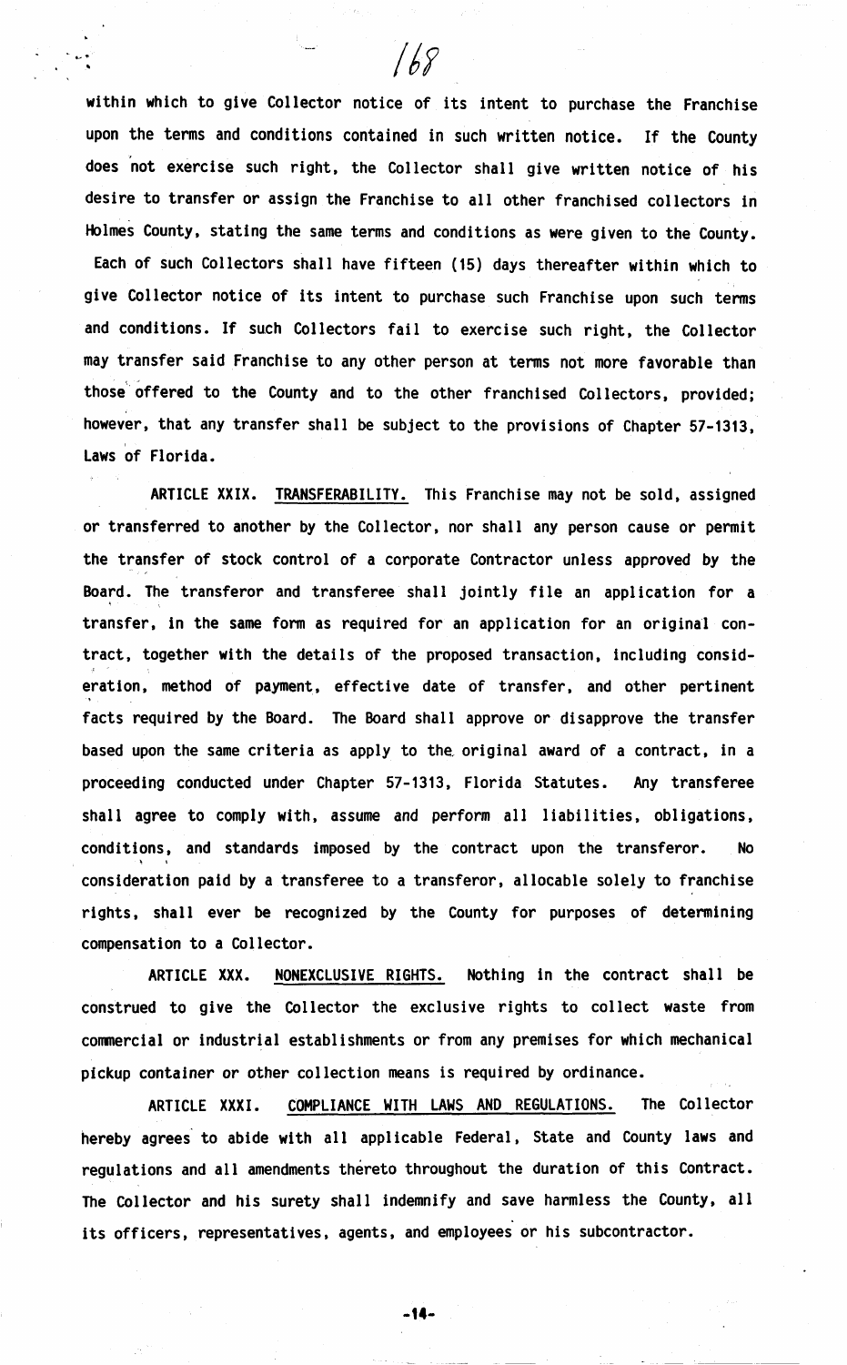within which to give Collector notice of its intent to purchase the Franchise upon the terms and conditions contained in such written notice. If the County does not exercise such right, the Collector shall give written notice of his desire to transfer or assign the Franchise to all other franchised collectors in Holmes County, stating the same terms and conditions as were given to the County. Each of such Collectors shall have fifteen (15) days thereafter within which to give Collector notice of its intent to purchase such Franchise upon such terms and conditions. If such Collectors fail to exercise such right, the Collector may transfer said Franchise to any other person at terms not more favorable than those offered to the County and to the other franchised Collectors, provided; however, that any transfer shall be subject to the provisions of Chapter 57-1313, Laws of Florida.

ARTICLE XXIX. <u>TRANSFERABILITY.</u> This Franchise may not be sold, assigned or transferred to another by the Collector, nor shall any person cause or permit the transfer of stock control of a corporate Contractor unless approved by the Board. The transferor and transferee shall jointly file an application for a transfer, in the same form as required for an application for an original contract, together with the details of the proposed transaction, including consideration, method of payment, effective date of transfer, and other pertinent facts required by the Board. The Board shall approve or disapprove the transfer based upon the same criteria as apply to the original award of a contract, in a proceeding conducted under Chapter 57-1313, Florida Statutes. Any transferee shall agree to comply with, assume and perform all liabilities, obligations, conditions, and standards imposed by the contract upon the transferor. No consideration paid by a transferee to a transferor, allocable solely to franchise rights, shall ever be recognized by the County for purposes of determining compensation to a Collector.

ARTICLE XXX. <u>NONEXCLUSIVE RIGHTS.</u> Nothing in the contract shall be construed to give the Collector the exclusive rights to collect waste from commercial or industrial establishments or from any premises for which mechanical pickup container or other collection means is required by ordinance.

ARTICLE XXXI. <u>COMPLIANCE WITH LAWS AND REGULATIONS.</u> The Collector hereby agrees to abide with all applicable Federal, State and County laws and regulations and all amendments thereto throughout the duration of this Contract. The Collector and his surety shall indemnify and save harmless the County, all its officers, representatives, agents, and employees or his subcontractor.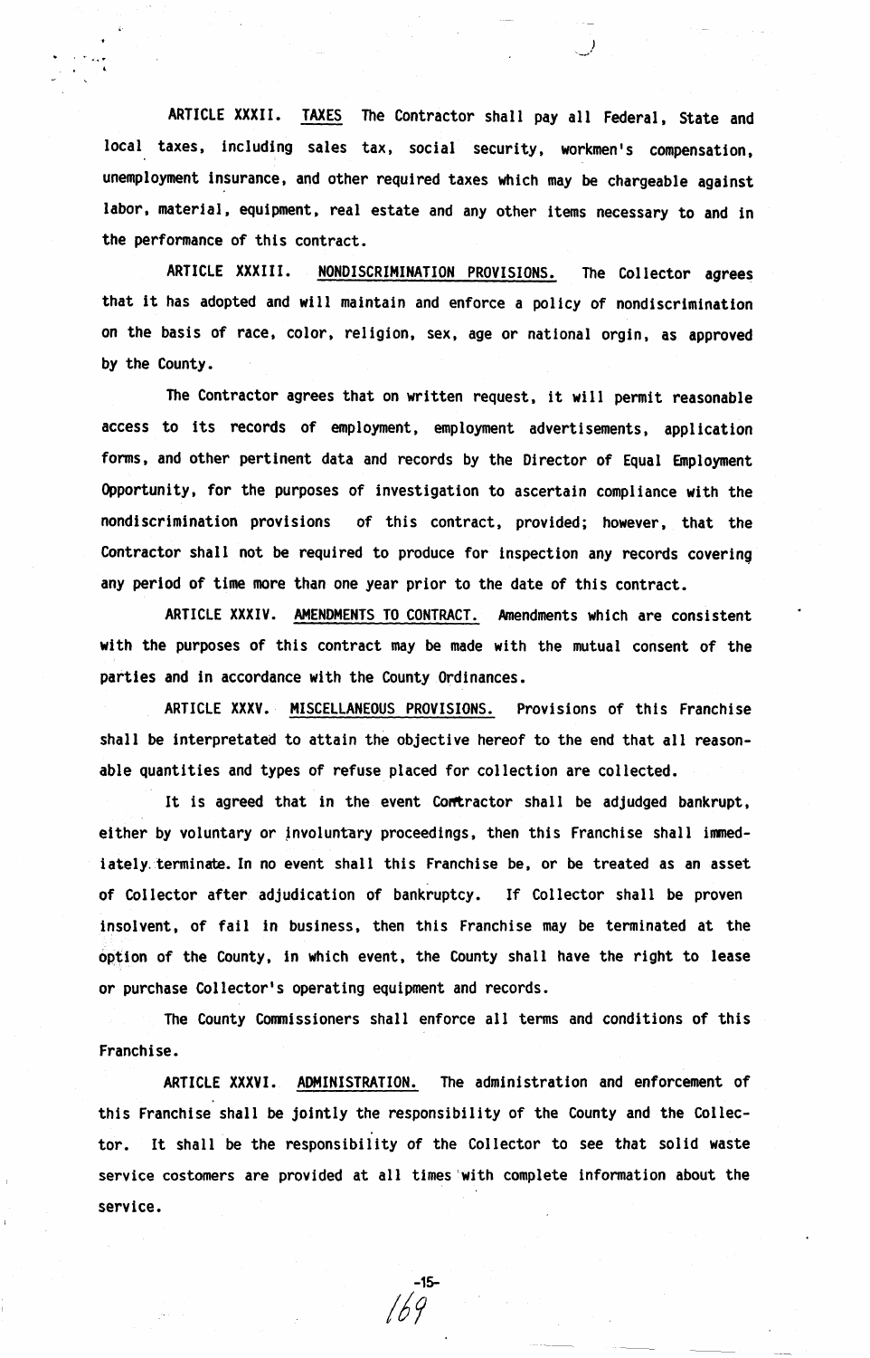ARTICLE XXXII. <u>TAXES</u> The Contractor shall pay all Federal, State and local taxes, including sales tax, social security, workmen's compensation, unemployment insurance, and other required taxes which may be chargeable against labor, material, equipment, real estate and any other items necessary to and in the performance of this contract.

ARTICLE XXXIII. <u>NONDISCRIMINATION PROVISIONS.</u> The Collector agrees that it has adopted and will maintain and enforce a policy of nondiscrimination on the basis of race, color, religion, sex, age or national orgin, as approved by the County.

The Contractor agrees that on written request, it will permit reasonable access to its records of employment, employment advertisements, application forms, and other pertinent data and records by the Director of Equal Employment Opportunity, for the purposes of investigation to ascertain compliance with the nondiscrimination provisions of this contract, provided; however, that the Contractor shall not be required to produce for inspection any records covering any period of time more than one year prior to the date of this contract.

ARTICLE XXXIV. <u>AMENDMENTS TO CONTRACT.</u> Amendments which are consistent with the purposes of this contract may be made with the mutual consent of the parties and in accordance with the County Ordinances.

ARTICLE XXXV. <u>MISCELLANEOUS PROVISIONS.</u> Provisions of this Franchise shall be interpretated to attain the objective hereof to the end that all reasonable quantities and types of refuse placed for collection are collected.

It is agreed that in the event Contractor shall be adjudged bankrupt, either by voluntary or involuntary proceedings, then this Franchise shall immediately terminate. In no event shall this Franchise be, or be treated as an asset of Collector after adjudication of bankruptcy. If Collector shall be proven insolvent, of fail in business, then this Franchise may be terminated at the option of the County, in which event, the County shall have the right to lease or purchase Collector's operating equipment and records.

The County Commissioners shall enforce all terms and conditions of this Franchise.

ARTICLE XXXVI. <u>ADMINISTRATION.</u> The administration and enforcement of this Franchise shall be jointly the responsibility of the County and the Collector. It shall be the responsibility of the Collector to see that solid waste service costomers are provided at all times with complete information about the service.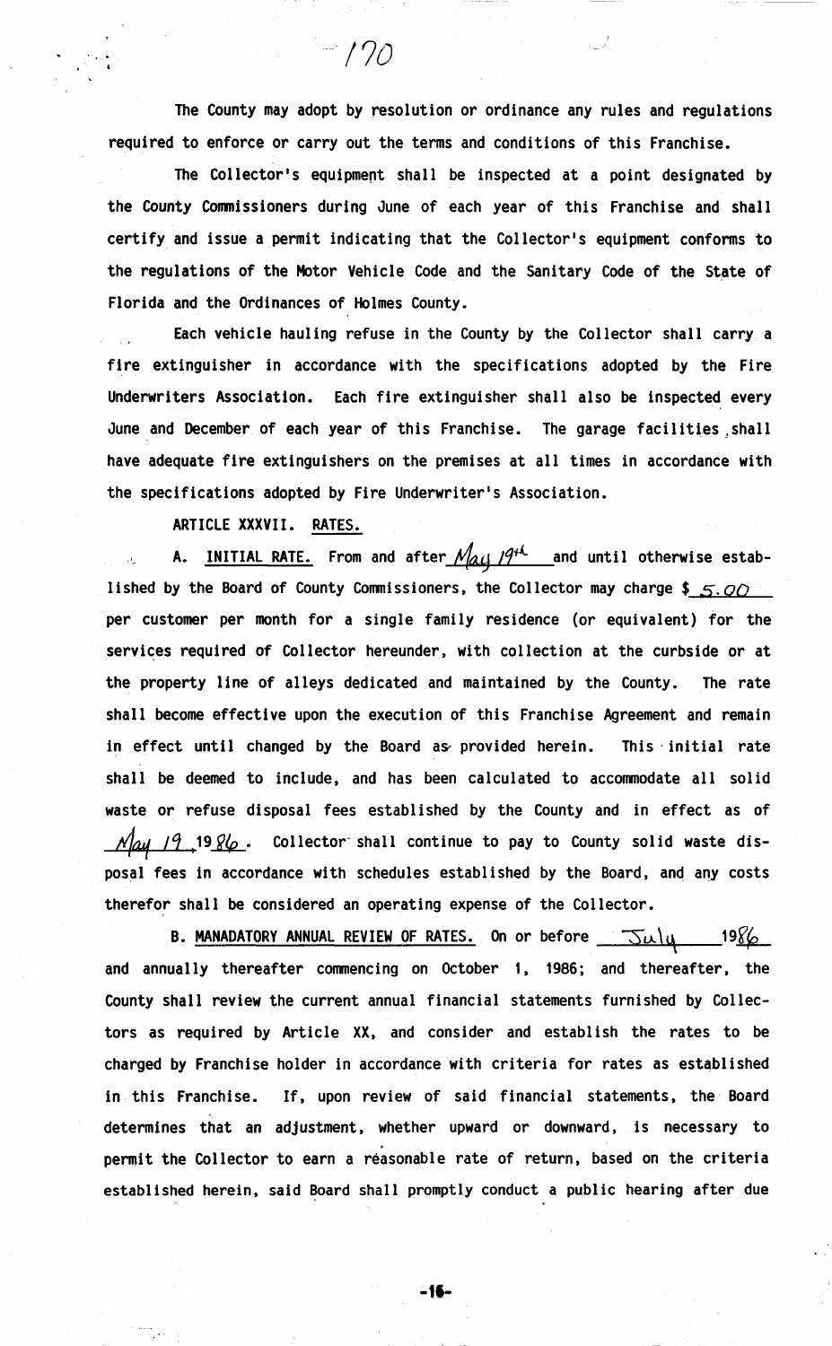The County may adopt by resolution or ordinance any rules and regulations required to enforce or carry out the terms and conditions of this Franchise.

The Collector's equipment shall be inspected at a point designated by the County Commissioners during June of each year of this Franchise and shall certify and issue a permit indicating that the Collector's equipment conforms to the regulations of the Motor Vehicle Code and the Sanitary Code of the State of Florida and the Ordinances of Holmes County.

Each vehicle hauling refuse in the County by the Collector shall carry a fire extinguisher in accordance with the specifications adopted by the Fire Underwriters Association. Each fire extinguisher shall also be inspected every June and December of each year of this Franchise. The garage facilities shall have adequate fire extinguishers on the premises at all times in accordance with the specifications adopted by Fire Underwriter's Association.

ARTICLE XXXVII. RATES.

A. INITIAL RATE. From and after May 19th and until otherwise established by the Board of County Commissioners, the Collector may charge $ 5.00 per customer per month for a single family residence (or equivalent) for the services required of Collector hereunder, with collection at the curbside or at the property line of alleys dedicated and maintained by the County. The rate shall become effective upon the execution of this Franchise Agreement and remain in effect until changed by the Board as provided herein. This initial rate shall be deemed to include, and has been calculated to accommodate all solid waste or refuse disposal fees established by the County and in effect as of May 19, 1986. Collector shall continue to pay to County solid waste disposal fees in accordance with schedules established by the Board, and any costs therefor shall be considered an operating expense of the Collector.

B. MANADATORY ANNUAL REVIEW OF RATES. On or before July 1986 and annually thereafter commencing on October 1, 1986; and thereafter, the County shall review the current annual financial statements furnished by Collectors as required by Article XX, and consider and establish the rates to be charged by Franchise holder in accordance with criteria for rates as established in this Franchise. If, upon review of said financial statements, the Board determines that an adjustment, whether upward or downward, is necessary to permit the Collector to earn a reasonable rate of return, based on the criteria established herein, said Board shall promptly conduct a public hearing after due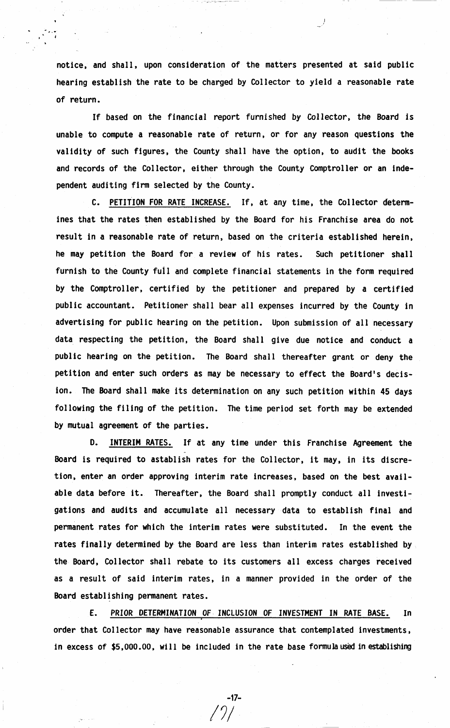notice, and shall, upon consideration of the matters presented at said public hearing establish the rate to be charged by Collector to yield a reasonable rate of return.

If based on the financial report furnished by Collector, the Board is unable to compute a reasonable rate of return, or for any reason questions the validity of such figures, the County shall have the option, to audit the books and records of the Collector, either through the County Comptroller or an independent auditing firm selected by the County.

C. <u>PETITION FOR RATE INCREASE.</u> If, at any time, the Collector determines that the rates then established by the Board for his Franchise area do not result in a reasonable rate of return, based on the criteria established herein, he may petition the Board for a review of his rates. Such petitioner shall furnish to the County full and complete financial statements in the form required by the Comptroller, certified by the petitioner and prepared by a certified public accountant. Petitioner shall bear all expenses incurred by the County in advertising for public hearing on the petition. Upon submission of all necessary data respecting the petition, the Board shall give due notice and conduct a public hearing on the petition. The Board shall thereafter grant or deny the petition and enter such orders as may be necessary to effect the Board's decision. The Board shall make its determination on any such petition within 45 days following the filing of the petition. The time period set forth may be extended by mutual agreement of the parties.

D. <u>INTERIM RATES.</u> If at any time under this Franchise Agreement the Board is required to astablish rates for the Collector, it may, in its discretion, enter an order approving interim rate increases, based on the best available data before it. Thereafter, the Board shall promptly conduct all investigations and audits and accumulate all necessary data to establish final and permanent rates for which the interim rates were substituted. In the event the rates finally determined by the Board are less than interim rates established by the Board, Collector shall rebate to its customers all excess charges received as a result of said interim rates, in a manner provided in the order of the Board establishing permanent rates.

E. <u>PRIOR DETERMINATION OF INCLUSION OF INVESTMENT IN RATE BASE.</u> In order that Collector may have reasonable assurance that contemplated investments, in excess of $5,000.00, will be included in the rate base formula used in establishing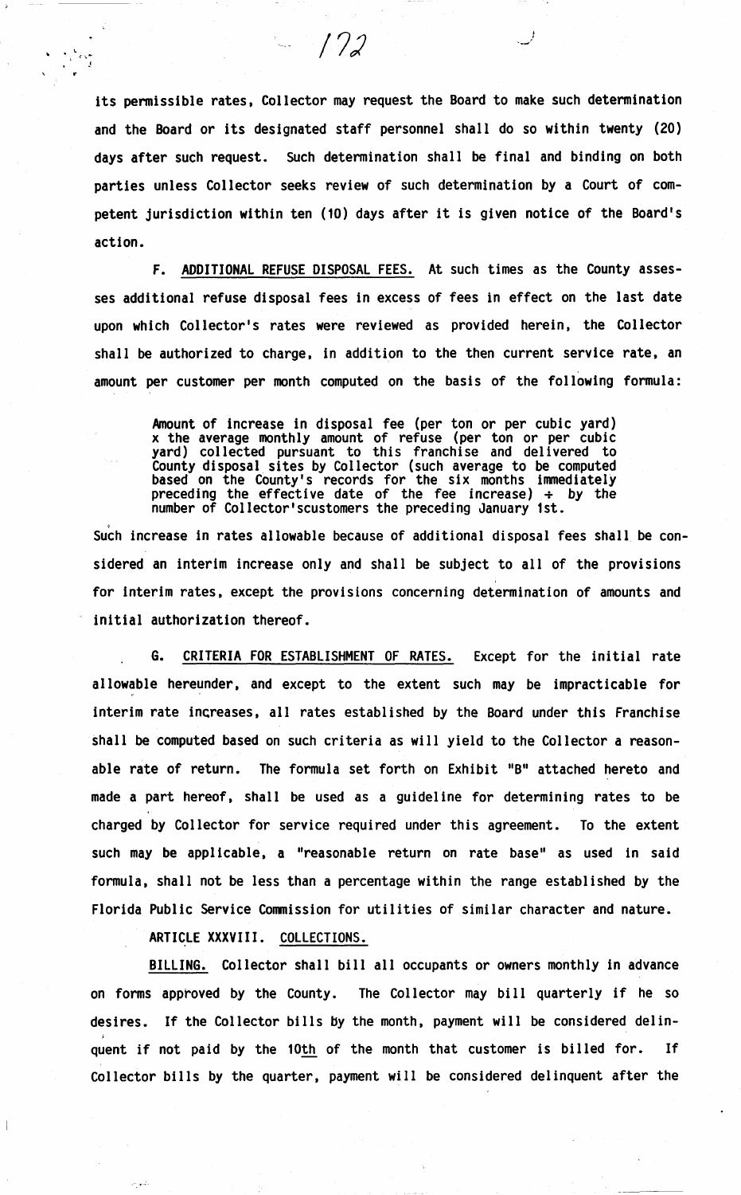its permissible rates, Collector may request the Board to make such determination and the Board or its designated staff personnel shall do so within twenty (20) days after such request. Such determination shall be final and binding on both parties unless Collector seeks review of such determination by a Court of competent jurisdiction within ten (10) days after it is given notice of the Board's action.

F. <u>ADDITIONAL REFUSE DISPOSAL FEES.</u> At such times as the County assesses additional refuse disposal fees in excess of fees in effect on the last date upon which Collector's rates were reviewed as provided herein, the Collector shall be authorized to charge, in addition to the then current service rate, an amount per customer per month computed on the basis of the following formula:

> Amount of increase in disposal fee (per ton or per cubic yard) x the average monthly amount of refuse (per ton or per cubic yard) collected pursuant to this franchise and delivered to County disposal sites by Collector (such average to be computed based on the County's records for the six months immediately preceding the effective date of the fee increase) ÷ by the number of Collector'scustomers the preceding January 1st.

Such increase in rates allowable because of additional disposal fees shall be considered an interim increase only and shall be subject to all of the provisions for interim rates, except the provisions concerning determination of amounts and initial authorization thereof.

G. <u>CRITERIA FOR ESTABLISHMENT OF RATES.</u> Except for the initial rate allowable hereunder, and except to the extent such may be impracticable for interim rate increases, all rates established by the Board under this Franchise shall be computed based on such criteria as will yield to the Collector a reasonable rate of return. The formula set forth on Exhibit "B" attached hereto and made a part hereof, shall be used as a guideline for determining rates to be charged by Collector for service required under this agreement. To the extent such may be applicable, a "reasonable return on rate base" as used in said formula, shall not be less than a percentage within the range established by the Florida Public Service Commission for utilities of similar character and nature.

ARTICLE XXXVIII. <u>COLLECTIONS.</u>

<u>BILLING.</u> Collector shall bill all occupants or owners monthly in advance on forms approved by the County. The Collector may bill quarterly if he so desires. If the Collector bills by the month, payment will be considered delinquent if not paid by the 10<u>th</u> of the month that customer is billed for. If Collector bills by the quarter, payment will be considered delinquent after the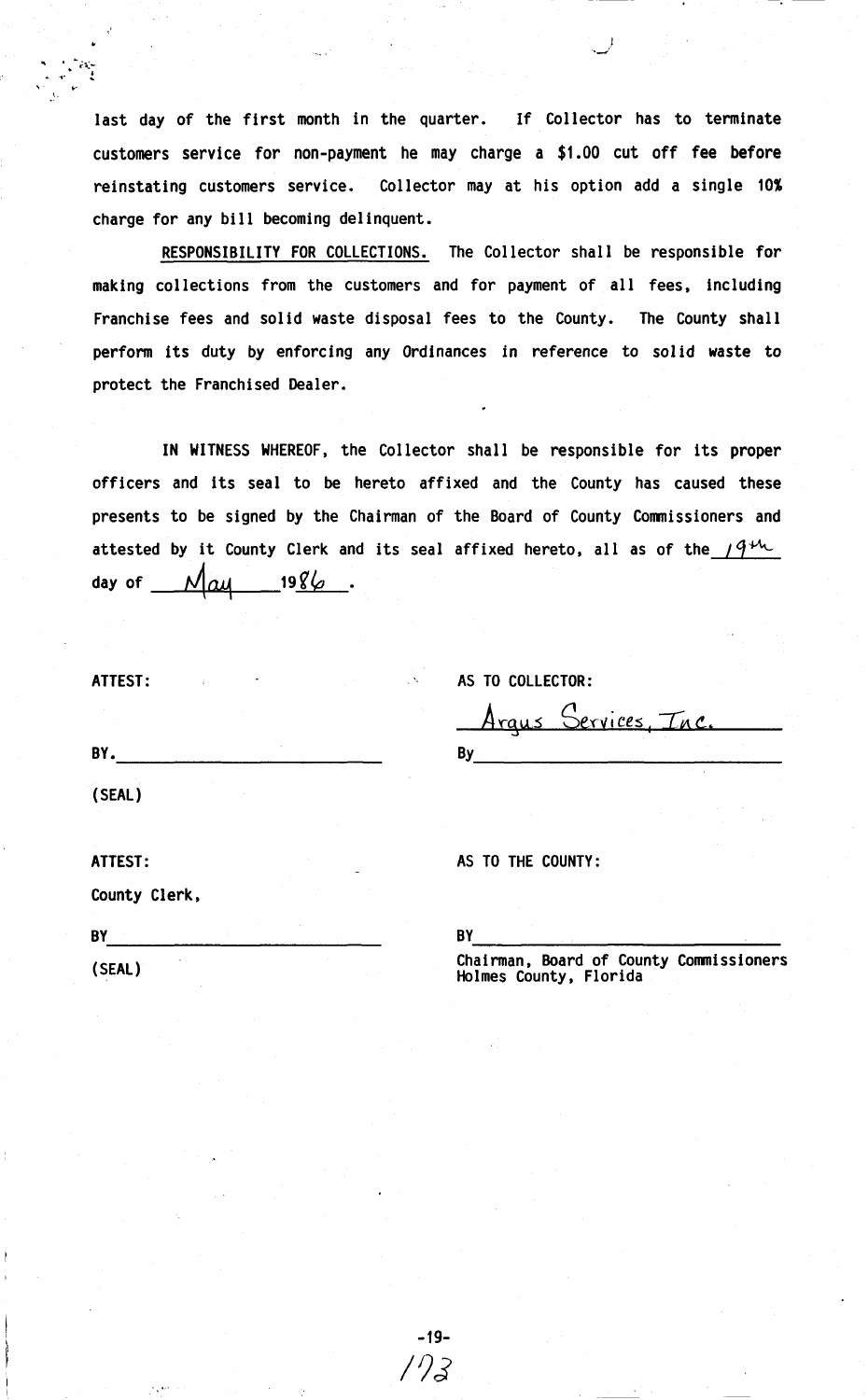last day of the first month in the quarter. If Collector has to terminate customers service for non-payment he may charge a $1.00 cut off fee before reinstating customers service. Collector may at his option add a single 10% charge for any bill becoming delinquent.

RESPONSIBILITY FOR COLLECTIONS. The Collector shall be responsible for making collections from the customers and for payment of all fees, including Franchise fees and solid waste disposal fees to the County. The County shall perform its duty by enforcing any Ordinances in reference to solid waste to protect the Franchised Dealer.

IN WITNESS WHEREOF, the Collector shall be responsible for its proper officers and its seal to be hereto affixed and the County has caused these presents to be signed by the Chairman of the Board of County Commissioners and attested by it County Clerk and its seal affixed hereto, all as of the 19th day of May 1986.

ATTEST:

BY.____________________

(SEAL)

AS TO COLLECTOR:

Argus Services, Inc.

By____________________

ATTEST:

County Clerk,

BY____________________

(SEAL)

AS TO THE COUNTY:

BY____________________

Chairman, Board of County Commissioners
Holmes County, Florida

173